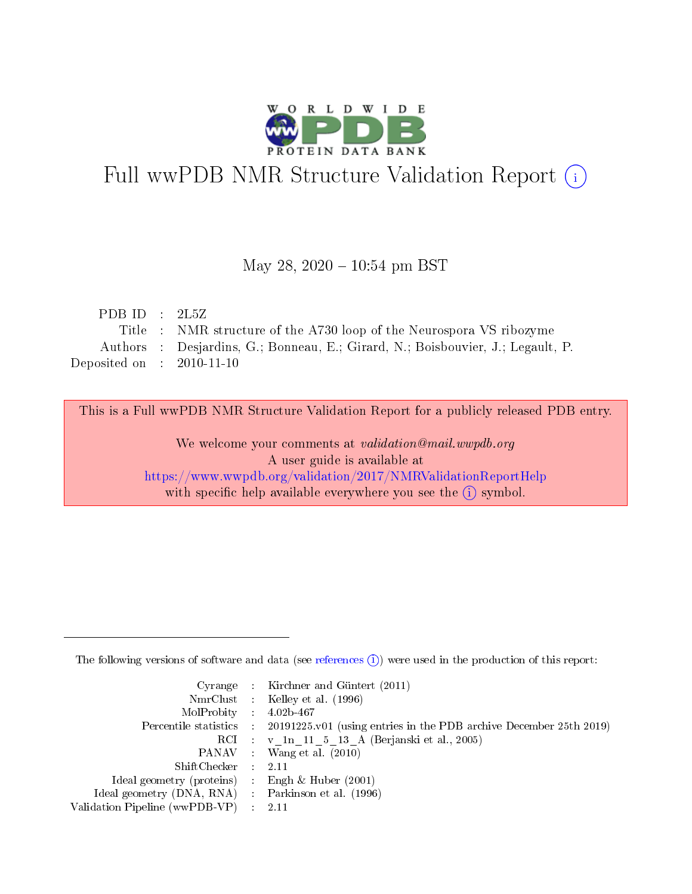# Full wwPDB NMR Structure Validation Report (i)

May 28, 2020 – 10:54 pm BST

| | | |
|---|---|---|
| PDB ID | : | 2L5Z |
| Title | : | NMR structure of the A730 loop of the Neurospora VS ribozyme |
| Authors | : | Desjardins, G.; Bonneau, E.; Girard, N.; Boisbouvier, J.; Legault, P. |
| Deposited on | : | 2010-11-10 |

This is a Full wwPDB NMR Structure Validation Report for a publicly released PDB entry.

We welcome your comments at *validation@mail.wwpdb.org*
A user guide is available at
https://www.wwpdb.org/validation/2017/NMRValidationReportHelp
with specific help available everywhere you see the (i) symbol.

The following versions of software and data (see references (i)) were used in the production of this report:

| | | |
|---|---|---|
| Cyrange | : | Kirchner and Güntert (2011) |
| NmrClust | : | Kelley et al. (1996) |
| MolProbity | : | 4.02b-467 |
| Percentile statistics | : | 20191225.v01 (using entries in the PDB archive December 25th 2019) |
| RCI | : | v_1n_11_5_13_A (Berjanski et al., 2005) |
| PANAV | : | Wang et al. (2010) |
| ShiftChecker | : | 2.11 |
| Ideal geometry (proteins) | : | Engh & Huber (2001) |
| Ideal geometry (DNA, RNA) | : | Parkinson et al. (1996) |
| Validation Pipeline (wwPDB-VP) | : | 2.11 |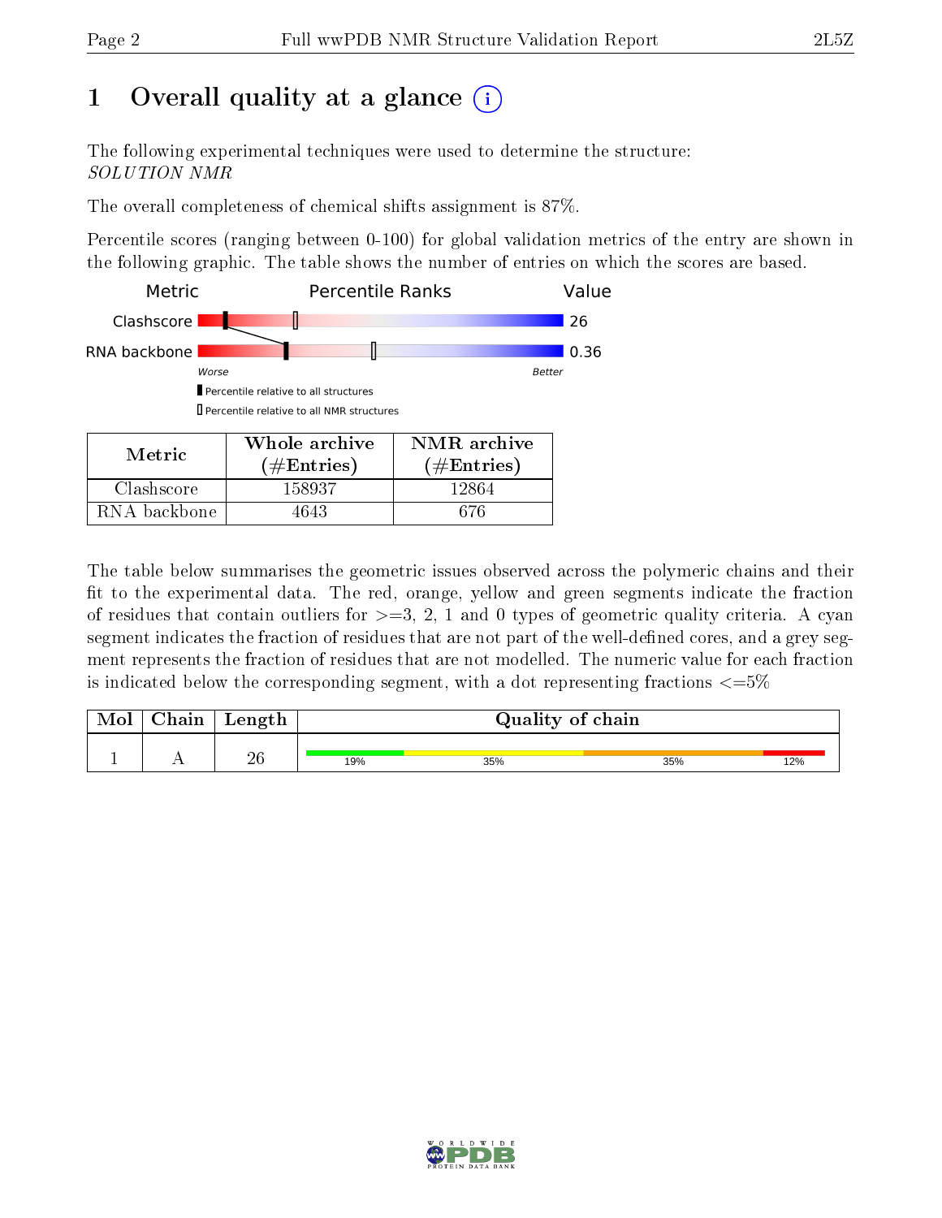# 1 Overall quality at a glance

The following experimental techniques were used to determine the structure:
*SOLUTION NMR*

The overall completeness of chemical shifts assignment is 87%.

Percentile scores (ranging between 0-100) for global validation metrics of the entry are shown in the following graphic. The table shows the number of entries on which the scores are based.

Metric
Percentile Ranks
Value
Clashscore
26
RNA backbone
0.36
Worse
Better
Percentile relative to all structures
Percentile relative to all NMR structures

| Metric | Whole archive (#Entries) | NMR archive (#Entries) |
|---|---|---|
| Clashscore | 158937 | 12864 |
| RNA backbone | 4643 | 676 |

The table below summarises the geometric issues observed across the polymeric chains and their fit to the experimental data. The red, orange, yellow and green segments indicate the fraction of residues that contain outliers for >=3, 2, 1 and 0 types of geometric quality criteria. A cyan segment indicates the fraction of residues that are not part of the well-defined cores, and a grey segment represents the fraction of residues that are not modelled. The numeric value for each fraction is indicated below the corresponding segment, with a dot representing fractions <=5%

| Mol | Chain | Length | Quality of chain |
|---|---|---|---|
| 1 | A | 26 | 19% 35% 35% 12% |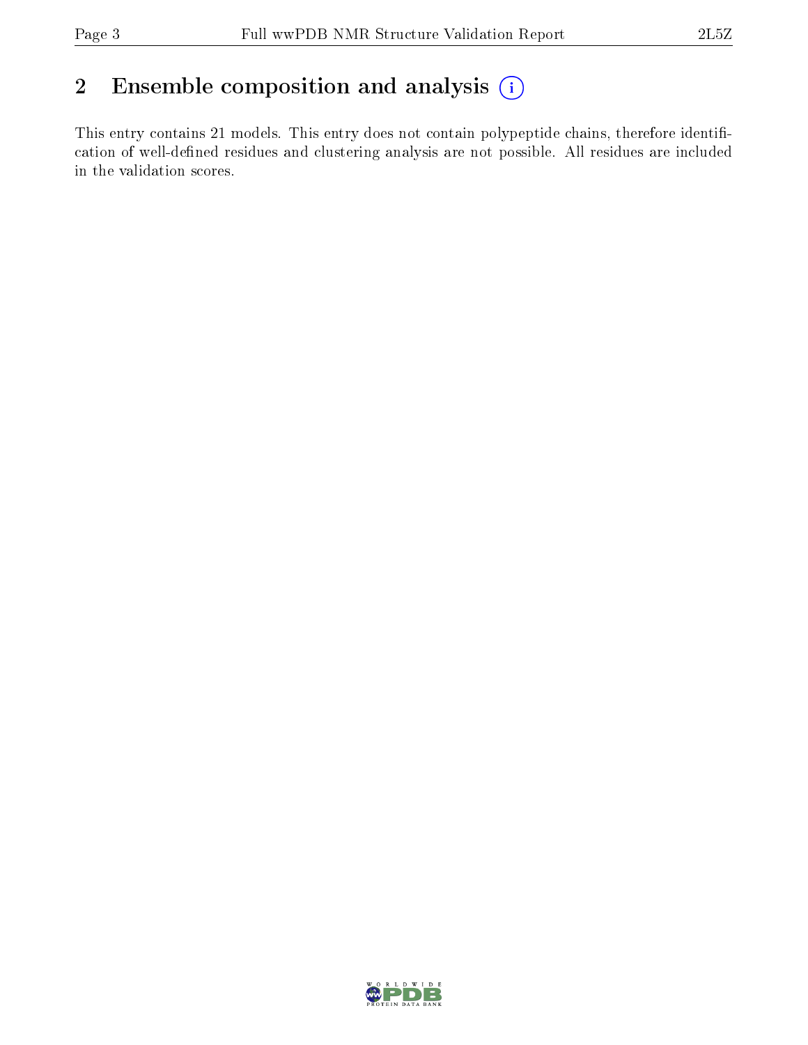## 2 Ensemble composition and analysis

This entry contains 21 models. This entry does not contain polypeptide chains, therefore identification of well-defined residues and clustering analysis are not possible. All residues are included in the validation scores.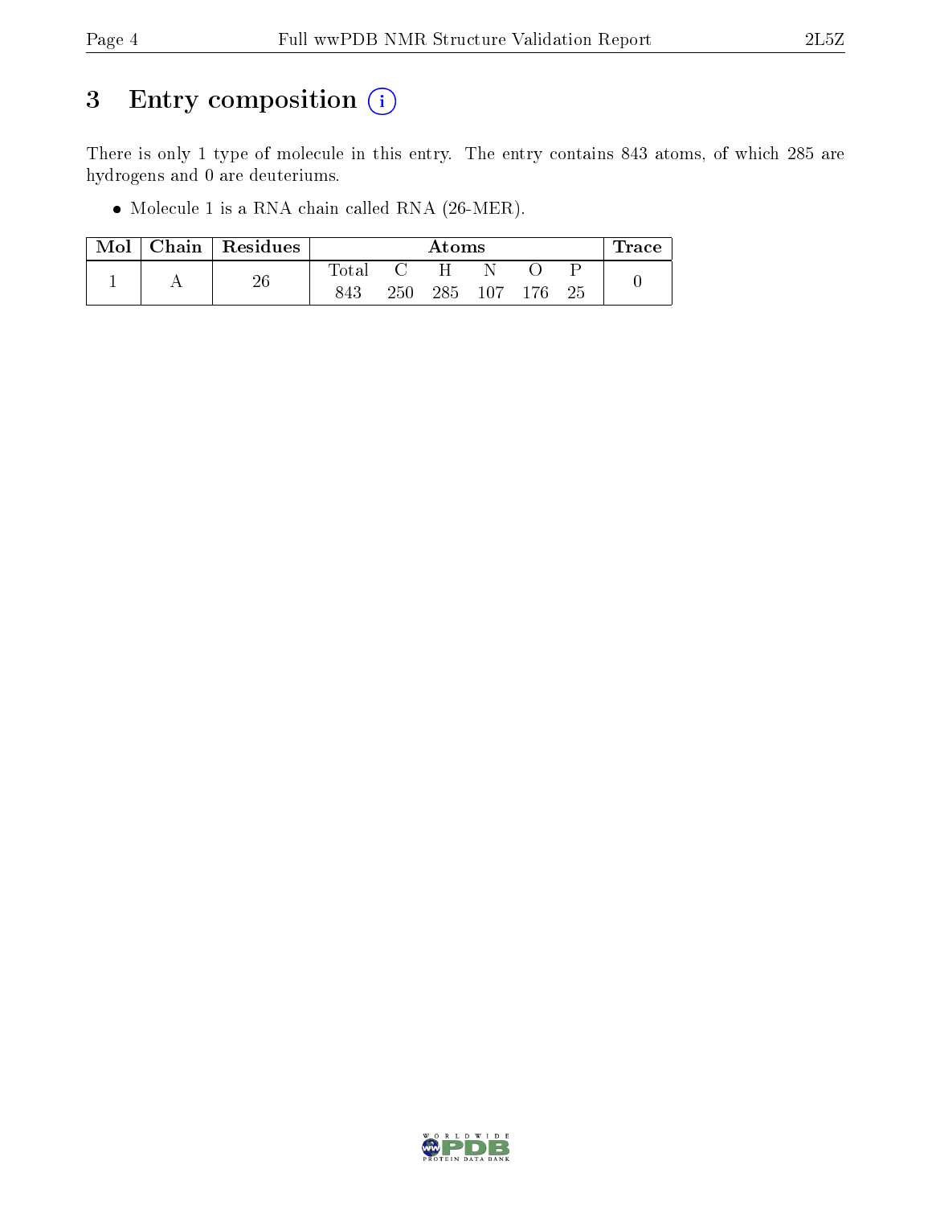# 3 Entry composition (i)

There is only 1 type of molecule in this entry. The entry contains 843 atoms, of which 285 are hydrogens and 0 are deuteriums.

- Molecule 1 is a RNA chain called RNA (26-MER).

| Mol | Chain | Residues | Atoms | | | | | | Trace |
|---|---|---|---|---|---|---|---|---|---|
| | | | Total | C | H | N | O | P | |
| 1 | A | 26 | 843 | 250 | 285 | 107 | 176 | 25 | 0 |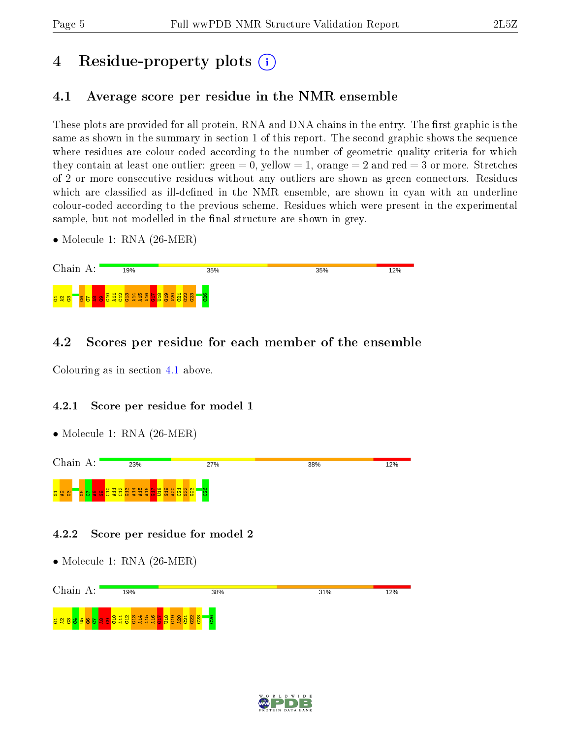# 4 Residue-property plots (i)

## 4.1 Average score per residue in the NMR ensemble

These plots are provided for all protein, RNA and DNA chains in the entry. The first graphic is the same as shown in the summary in section 1 of this report. The second graphic shows the sequence where residues are colour-coded according to the number of geometric quality criteria for which they contain at least one outlier: green = 0, yellow = 1, orange = 2 and red = 3 or more. Stretches of 2 or more consecutive residues without any outliers are shown as green connectors. Residues which are classified as ill-defined in the NMR ensemble, are shown in cyan with an underline colour-coded according to the previous scheme. Residues which were present in the experimental sample, but not modelled in the final structure are shown in grey.

- Molecule 1: RNA (26-MER)

Chain A: 19% 35% 35% 12%

G1 A2 G3 G6 C7 A8 G9 C10 A11 C12 G13 A14 A15 A16 G17 U18 G19 A20 C21 G22 G23 C26

## 4.2 Scores per residue for each member of the ensemble

Colouring as in section 4.1 above.

### 4.2.1 Score per residue for model 1

- Molecule 1: RNA (26-MER)

Chain A: 23% 27% 38% 12%

G1 A2 G3 G6 C7 A8 G9 C10 A11 C12 G13 A14 A15 A16 G17 U18 G19 A20 C21 G22 G23 C26

### 4.2.2 Score per residue for model 2

- Molecule 1: RNA (26-MER)

Chain A: 19% 38% 31% 12%

G1 A2 G3 C4 U5 G6 C7 A8 G9 C10 A11 C12 G13 A14 A15 A16 G17 U18 G19 A20 C21 G22 G23 C26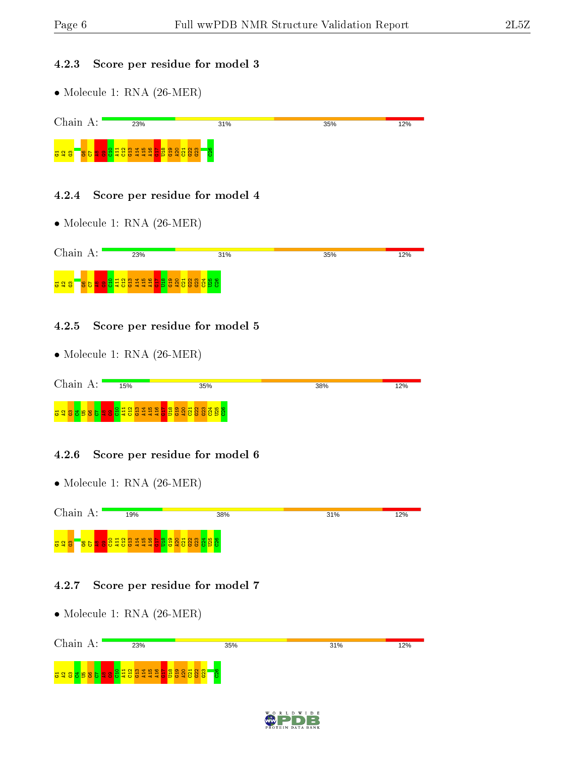#### 4.2.3 Score per residue for model 3

- Molecule 1: RNA (26-MER)

Chain A:

23%

31%

35%

12%

G1 A2 G3 G6 C7 A8 G9 C10 A11 C12 G13 A14 A15 A16 G17 U18 G19 A20 C21 G22 G23 C26

#### 4.2.4 Score per residue for model 4

- Molecule 1: RNA (26-MER)

Chain A:

23%

31%

35%

12%

G1 A2 G3 G6 C7 A8 G9 C10 A11 C12 G13 A14 A15 A16 G17 U18 G19 A20 C21 G22 G23 C24 U25 C26

#### 4.2.5 Score per residue for model 5

- Molecule 1: RNA (26-MER)

Chain A:

15%

35%

38%

12%

G1 A2 G3 C4 U5 G6 C7 A8 G9 C10 A11 C12 G13 A14 A15 A16 G17 U18 G19 A20 C21 G22 G23 C24 U25 C26

#### 4.2.6 Score per residue for model 6

- Molecule 1: RNA (26-MER)

Chain A:

19%

38%

31%

12%

G1 A2 G3 G6 C7 A8 G9 C10 A11 C12 G13 A14 A15 A16 G17 U18 G19 A20 C21 G22 G23 C24 U25 C26

#### 4.2.7 Score per residue for model 7

- Molecule 1: RNA (26-MER)

Chain A:

23%

35%

31%

12%

G1 A2 G3 C4 U5 G6 C7 A8 G9 C10 A11 C12 G13 A14 A15 A16 G17 U18 G19 A20 C21 G22 G23 C26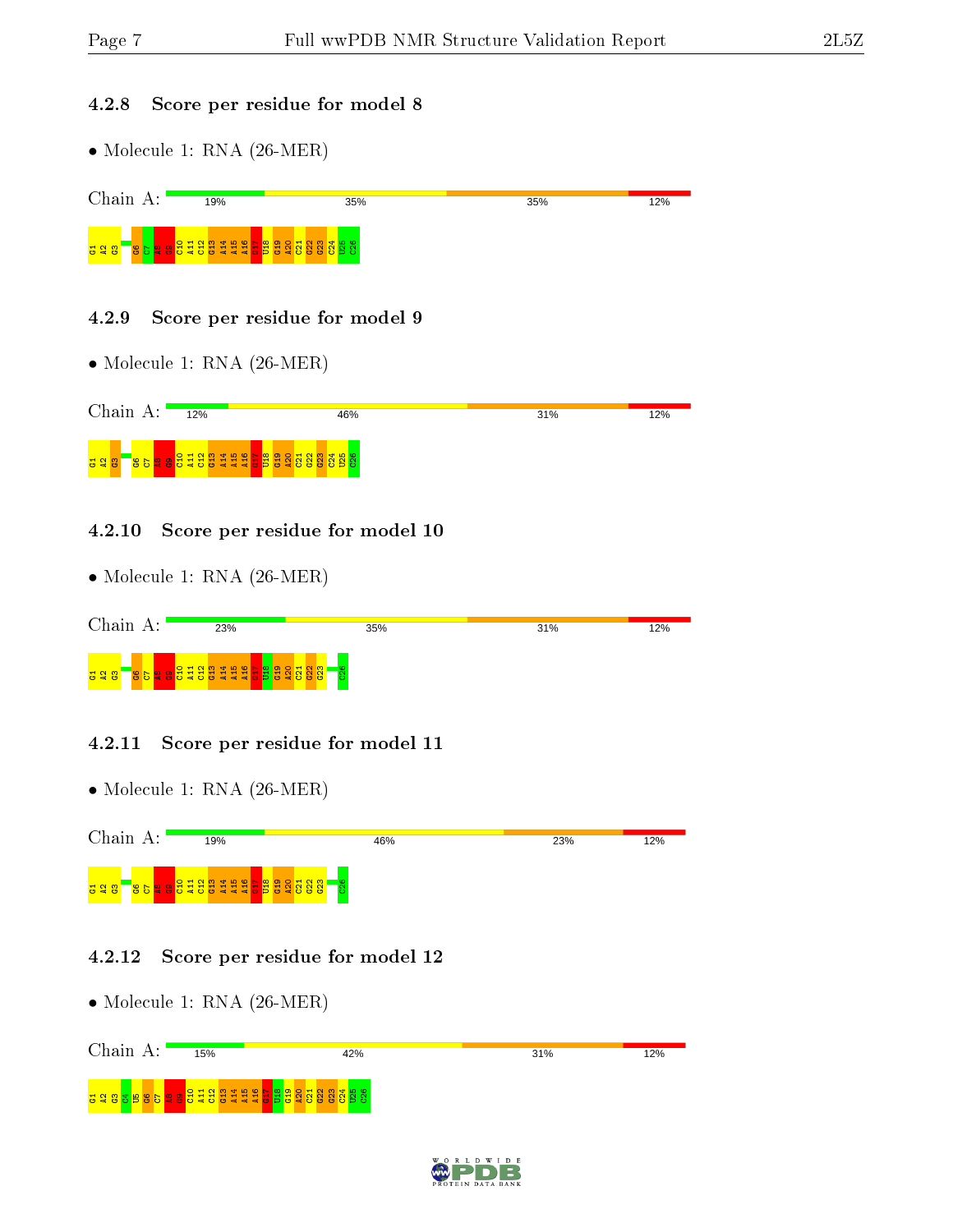### 4.2.8 Score per residue for model 8

- Molecule 1: RNA (26-MER)

Chain A:

19%

35%

35%

12%

G1 A2 G3 G6 C7 A8 G9 C10 A11 C12 G13 A14 A15 A16 G17 U18 G19 A20 C21 G22 G23 C24 U25 C26

### 4.2.9 Score per residue for model 9

- Molecule 1: RNA (26-MER)

Chain A:

12%

46%

31%

12%

G1 A2 G3 G6 C7 A8 G9 C10 A11 C12 G13 A14 A15 A16 G17 U18 G19 A20 C21 G22 G23 C24 U25 C26

### 4.2.10 Score per residue for model 10

- Molecule 1: RNA (26-MER)

Chain A:

23%

35%

31%

12%

G1 A2 G3 G6 C7 A8 G9 C10 A11 C12 G13 A14 A15 A16 G17 U18 G19 A20 C21 G22 G23 C26

### 4.2.11 Score per residue for model 11

- Molecule 1: RNA (26-MER)

Chain A:

19%

46%

23%

12%

G1 A2 G3 G6 C7 A8 G9 C10 A11 C12 G13 A14 A15 A16 G17 U18 G19 A20 C21 G22 G23 C26

### 4.2.12 Score per residue for model 12

- Molecule 1: RNA (26-MER)

Chain A:

15%

42%

31%

12%

G1 A2 G3 C4 U5 G6 C7 A8 G9 C10 A11 C12 G13 A14 A15 A16 G17 U18 G19 A20 C21 G22 G23 C24 U25 C26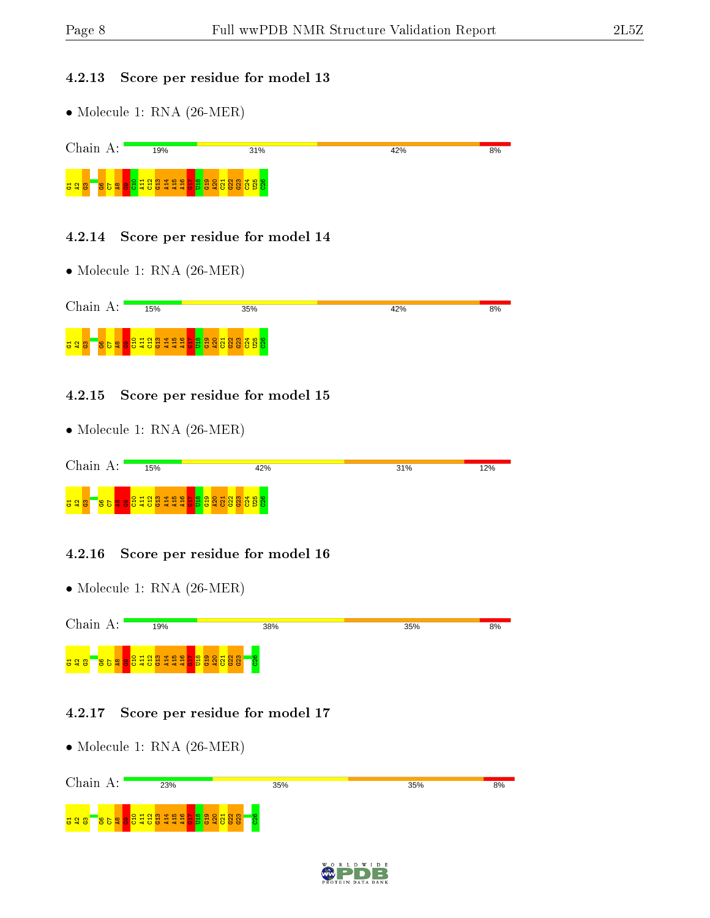### 4.2.13 Score per residue for model 13

- Molecule 1: RNA (26-MER)

Chain A:
19%
31%
42%
8%

G1 A2 G3 G6 C7 A8 G9 C10 A11 C12 G13 A14 A15 A16 G17 U18 G19 A20 C21 G22 G23 C24 U25 C26

### 4.2.14 Score per residue for model 14

- Molecule 1: RNA (26-MER)

Chain A:
15%
35%
42%
8%

G1 A2 G3 G6 C7 A8 G9 C10 A11 C12 G13 A14 A15 A16 G17 U18 G19 A20 C21 G22 G23 C24 U25 C26

### 4.2.15 Score per residue for model 15

- Molecule 1: RNA (26-MER)

Chain A:
15%
42%
31%
12%

G1 A2 G3 G6 C7 A8 G9 C10 A11 C12 G13 A14 A15 A16 G17 U18 G19 A20 C21 G22 G23 C24 U25 C26

### 4.2.16 Score per residue for model 16

- Molecule 1: RNA (26-MER)

Chain A:
19%
38%
35%
8%

G1 A2 G3 G6 C7 A8 G9 C10 A11 C12 G13 A14 A15 A16 G17 U18 G19 A20 C21 G22 G23 C26

### 4.2.17 Score per residue for model 17

- Molecule 1: RNA (26-MER)

Chain A:
23%
35%
35%
8%

G1 A2 G3 G6 C7 A8 G9 C10 A11 C12 G13 A14 A15 A16 G17 U18 G19 A20 C21 G22 G23 C26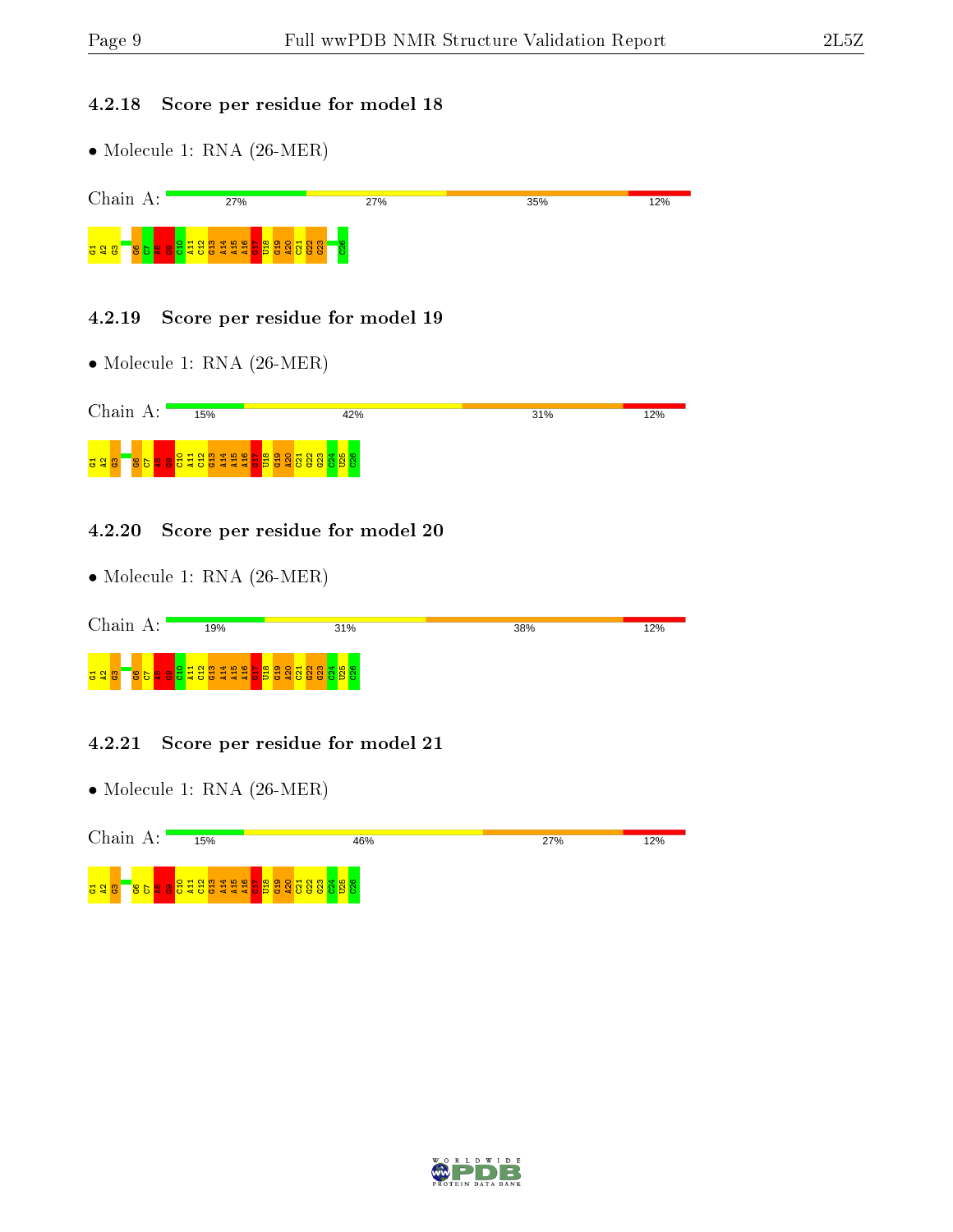### 4.2.18 Score per residue for model 18

- Molecule 1: RNA (26-MER)

Chain A:

27%
27%
35%
12%

G1 A2 G3 G6 C7 A8 G9 C10 A11 C12 G13 A14 A15 A16 G17 U18 G19 A20 C21 G22 G23 C26

### 4.2.19 Score per residue for model 19

- Molecule 1: RNA (26-MER)

Chain A:

15%
42%
31%
12%

G1 A2 G3 G6 C7 A8 G9 C10 A11 C12 G13 A14 A15 A16 G17 U18 G19 A20 C21 G22 G23 C24 U25 C26

### 4.2.20 Score per residue for model 20

- Molecule 1: RNA (26-MER)

Chain A:

19%
31%
38%
12%

G1 A2 G3 G6 C7 A8 G9 C10 A11 C12 G13 A14 A15 A16 G17 U18 G19 A20 C21 G22 G23 C24 U25 C26

### 4.2.21 Score per residue for model 21

- Molecule 1: RNA (26-MER)

Chain A:

15%
46%
27%
12%

G1 A2 G3 G6 C7 A8 G9 C10 A11 C12 G13 A14 A15 A16 G17 U18 G19 A20 C21 G22 G23 C24 U25 C26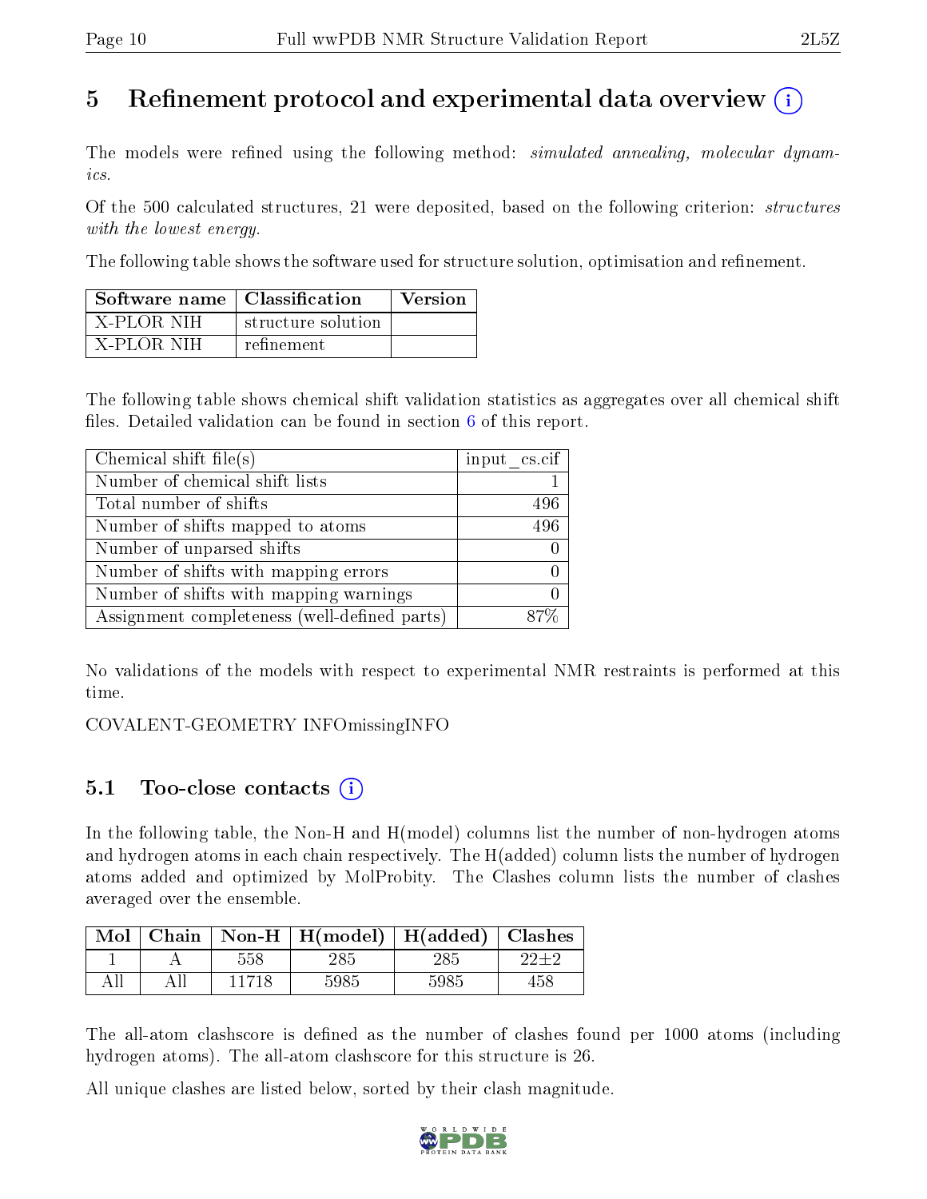# 5 Refinement protocol and experimental data overview

The models were refined using the following method: *simulated annealing, molecular dynamics*.

Of the 500 calculated structures, 21 were deposited, based on the following criterion: *structures with the lowest energy*.

The following table shows the software used for structure solution, optimisation and refinement.

| Software name | Classification | Version |
|---|---|---|
| X-PLOR NIH | structure solution | |
| X-PLOR NIH | refinement | |

The following table shows chemical shift validation statistics as aggregates over all chemical shift files. Detailed validation can be found in section 6 of this report.

| Chemical shift file(s) | input_cs.cif |
|---|---|
| Number of chemical shift lists | 1 |
| Total number of shifts | 496 |
| Number of shifts mapped to atoms | 496 |
| Number of unparsed shifts | 0 |
| Number of shifts with mapping errors | 0 |
| Number of shifts with mapping warnings | 0 |
| Assignment completeness (well-defined parts) | 87% |

No validations of the models with respect to experimental NMR restraints is performed at this time.

COVALENT-GEOMETRY INFOmissingINFO

## 5.1 Too-close contacts

In the following table, the Non-H and H(model) columns list the number of non-hydrogen atoms and hydrogen atoms in each chain respectively. The H(added) column lists the number of hydrogen atoms added and optimized by MolProbity. The Clashes column lists the number of clashes averaged over the ensemble.

| Mol | Chain | Non-H | H(model) | H(added) | Clashes |
|---|---|---|---|---|---|
| 1 | A | 558 | 285 | 285 | 22±2 |
| All | All | 11718 | 5985 | 5985 | 458 |

The all-atom clashscore is defined as the number of clashes found per 1000 atoms (including hydrogen atoms). The all-atom clashscore for this structure is 26.

All unique clashes are listed below, sorted by their clash magnitude.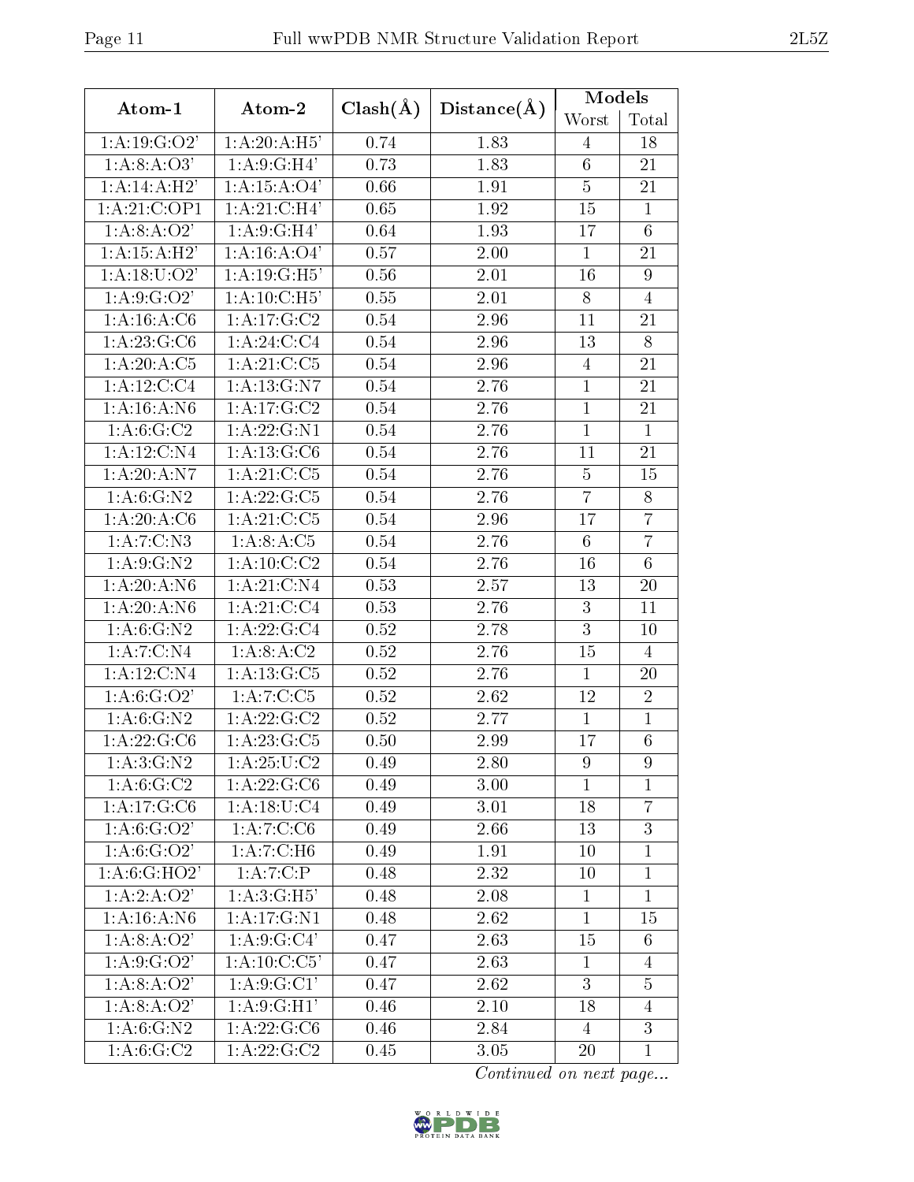| Atom-1 | Atom-2 | Clash(Å) | Distance(Å) | Models | |
|---|---|---|---|---|---|
| | | | | Worst | Total |
| 1:A:19:G:O2' | 1:A:20:A:H5' | 0.74 | 1.83 | 4 | 18 |
| 1:A:8:A:O3' | 1:A:9:G:H4' | 0.73 | 1.83 | 6 | 21 |
| 1:A:14:A:H2' | 1:A:15:A:O4' | 0.66 | 1.91 | 5 | 21 |
| 1:A:21:C:OP1 | 1:A:21:C:H4' | 0.65 | 1.92 | 15 | 1 |
| 1:A:8:A:O2' | 1:A:9:G:H4' | 0.64 | 1.93 | 17 | 6 |
| 1:A:15:A:H2' | 1:A:16:A:O4' | 0.57 | 2.00 | 1 | 21 |
| 1:A:18:U:O2' | 1:A:19:G:H5' | 0.56 | 2.01 | 16 | 9 |
| 1:A:9:G:O2' | 1:A:10:C:H5' | 0.55 | 2.01 | 8 | 4 |
| 1:A:16:A:C6 | 1:A:17:G:C2 | 0.54 | 2.96 | 11 | 21 |
| 1:A:23:G:C6 | 1:A:24:C:C4 | 0.54 | 2.96 | 13 | 8 |
| 1:A:20:A:C5 | 1:A:21:C:C5 | 0.54 | 2.96 | 4 | 21 |
| 1:A:12:C:C4 | 1:A:13:G:N7 | 0.54 | 2.76 | 1 | 21 |
| 1:A:16:A:N6 | 1:A:17:G:C2 | 0.54 | 2.76 | 1 | 21 |
| 1:A:6:G:C2 | 1:A:22:G:N1 | 0.54 | 2.76 | 1 | 1 |
| 1:A:12:C:N4 | 1:A:13:G:C6 | 0.54 | 2.76 | 11 | 21 |
| 1:A:20:A:N7 | 1:A:21:C:C5 | 0.54 | 2.76 | 5 | 15 |
| 1:A:6:G:N2 | 1:A:22:G:C5 | 0.54 | 2.76 | 7 | 8 |
| 1:A:20:A:C6 | 1:A:21:C:C5 | 0.54 | 2.96 | 17 | 7 |
| 1:A:7:C:N3 | 1:A:8:A:C5 | 0.54 | 2.76 | 6 | 7 |
| 1:A:9:G:N2 | 1:A:10:C:C2 | 0.54 | 2.76 | 16 | 6 |
| 1:A:20:A:N6 | 1:A:21:C:N4 | 0.53 | 2.57 | 13 | 20 |
| 1:A:20:A:N6 | 1:A:21:C:C4 | 0.53 | 2.76 | 3 | 11 |
| 1:A:6:G:N2 | 1:A:22:G:C4 | 0.52 | 2.78 | 3 | 10 |
| 1:A:7:C:N4 | 1:A:8:A:C2 | 0.52 | 2.76 | 15 | 4 |
| 1:A:12:C:N4 | 1:A:13:G:C5 | 0.52 | 2.76 | 1 | 20 |
| 1:A:6:G:O2' | 1:A:7:C:C5 | 0.52 | 2.62 | 12 | 2 |
| 1:A:6:G:N2 | 1:A:22:G:C2 | 0.52 | 2.77 | 1 | 1 |
| 1:A:22:G:C6 | 1:A:23:G:C5 | 0.50 | 2.99 | 17 | 6 |
| 1:A:3:G:N2 | 1:A:25:U:C2 | 0.49 | 2.80 | 9 | 9 |
| 1:A:6:G:C2 | 1:A:22:G:C6 | 0.49 | 3.00 | 1 | 1 |
| 1:A:17:G:C6 | 1:A:18:U:C4 | 0.49 | 3.01 | 18 | 7 |
| 1:A:6:G:O2' | 1:A:7:C:C6 | 0.49 | 2.66 | 13 | 3 |
| 1:A:6:G:O2' | 1:A:7:C:H6 | 0.49 | 1.91 | 10 | 1 |
| 1:A:6:G:HO2' | 1:A:7:C:P | 0.48 | 2.32 | 10 | 1 |
| 1:A:2:A:O2' | 1:A:3:G:H5' | 0.48 | 2.08 | 1 | 1 |
| 1:A:16:A:N6 | 1:A:17:G:N1 | 0.48 | 2.62 | 1 | 15 |
| 1:A:8:A:O2' | 1:A:9:G:C4' | 0.47 | 2.63 | 15 | 6 |
| 1:A:9:G:O2' | 1:A:10:C:C5' | 0.47 | 2.63 | 1 | 4 |
| 1:A:8:A:O2' | 1:A:9:G:C1' | 0.47 | 2.62 | 3 | 5 |
| 1:A:8:A:O2' | 1:A:9:G:H1' | 0.46 | 2.10 | 18 | 4 |
| 1:A:6:G:N2 | 1:A:22:G:C6 | 0.46 | 2.84 | 4 | 3 |
| 1:A:6:G:C2 | 1:A:22:G:C2 | 0.45 | 3.05 | 20 | 1 |

*Continued on next page...*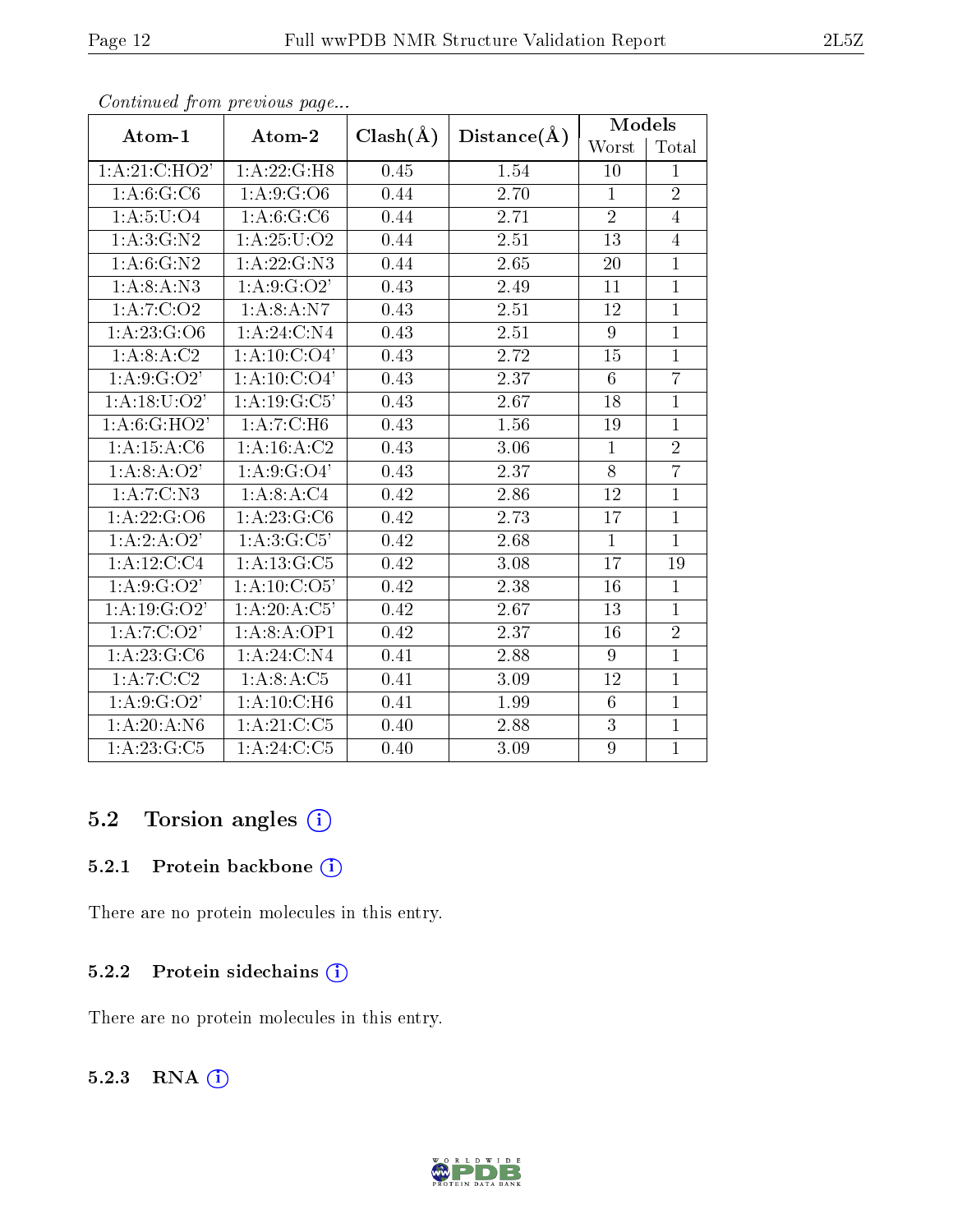*Continued from previous page...*

| Atom-1 | Atom-2 | Clash(Å) | Distance(Å) | Models | |
|---|---|---|---|---|---|
| | | | | Worst | Total |
| 1:A:21:C:HO2' | 1:A:22:G:H8 | 0.45 | 1.54 | 10 | 1 |
| 1:A:6:G:C6 | 1:A:9:G:O6 | 0.44 | 2.70 | 1 | 2 |
| 1:A:5:U:O4 | 1:A:6:G:C6 | 0.44 | 2.71 | 2 | 4 |
| 1:A:3:G:N2 | 1:A:25:U:O2 | 0.44 | 2.51 | 13 | 4 |
| 1:A:6:G:N2 | 1:A:22:G:N3 | 0.44 | 2.65 | 20 | 1 |
| 1:A:8:A:N3 | 1:A:9:G:O2' | 0.43 | 2.49 | 11 | 1 |
| 1:A:7:C:O2 | 1:A:8:A:N7 | 0.43 | 2.51 | 12 | 1 |
| 1:A:23:G:O6 | 1:A:24:C:N4 | 0.43 | 2.51 | 9 | 1 |
| 1:A:8:A:C2 | 1:A:10:C:O4' | 0.43 | 2.72 | 15 | 1 |
| 1:A:9:G:O2' | 1:A:10:C:O4' | 0.43 | 2.37 | 6 | 7 |
| 1:A:18:U:O2' | 1:A:19:G:C5' | 0.43 | 2.67 | 18 | 1 |
| 1:A:6:G:HO2' | 1:A:7:C:H6 | 0.43 | 1.56 | 19 | 1 |
| 1:A:15:A:C6 | 1:A:16:A:C2 | 0.43 | 3.06 | 1 | 2 |
| 1:A:8:A:O2' | 1:A:9:G:O4' | 0.43 | 2.37 | 8 | 7 |
| 1:A:7:C:N3 | 1:A:8:A:C4 | 0.42 | 2.86 | 12 | 1 |
| 1:A:22:G:O6 | 1:A:23:G:C6 | 0.42 | 2.73 | 17 | 1 |
| 1:A:2:A:O2' | 1:A:3:G:C5' | 0.42 | 2.68 | 1 | 1 |
| 1:A:12:C:C4 | 1:A:13:G:C5 | 0.42 | 3.08 | 17 | 19 |
| 1:A:9:G:O2' | 1:A:10:C:O5' | 0.42 | 2.38 | 16 | 1 |
| 1:A:19:G:O2' | 1:A:20:A:C5' | 0.42 | 2.67 | 13 | 1 |
| 1:A:7:C:O2' | 1:A:8:A:OP1 | 0.42 | 2.37 | 16 | 2 |
| 1:A:23:G:C6 | 1:A:24:C:N4 | 0.41 | 2.88 | 9 | 1 |
| 1:A:7:C:C2 | 1:A:8:A:C5 | 0.41 | 3.09 | 12 | 1 |
| 1:A:9:G:O2' | 1:A:10:C:H6 | 0.41 | 1.99 | 6 | 1 |
| 1:A:20:A:N6 | 1:A:21:C:C5 | 0.40 | 2.88 | 3 | 1 |
| 1:A:23:G:C5 | 1:A:24:C:C5 | 0.40 | 3.09 | 9 | 1 |

## 5.2 Torsion angles (i)

### 5.2.1 Protein backbone (i)

There are no protein molecules in this entry.

### 5.2.2 Protein sidechains (i)

There are no protein molecules in this entry.

### 5.2.3 RNA (i)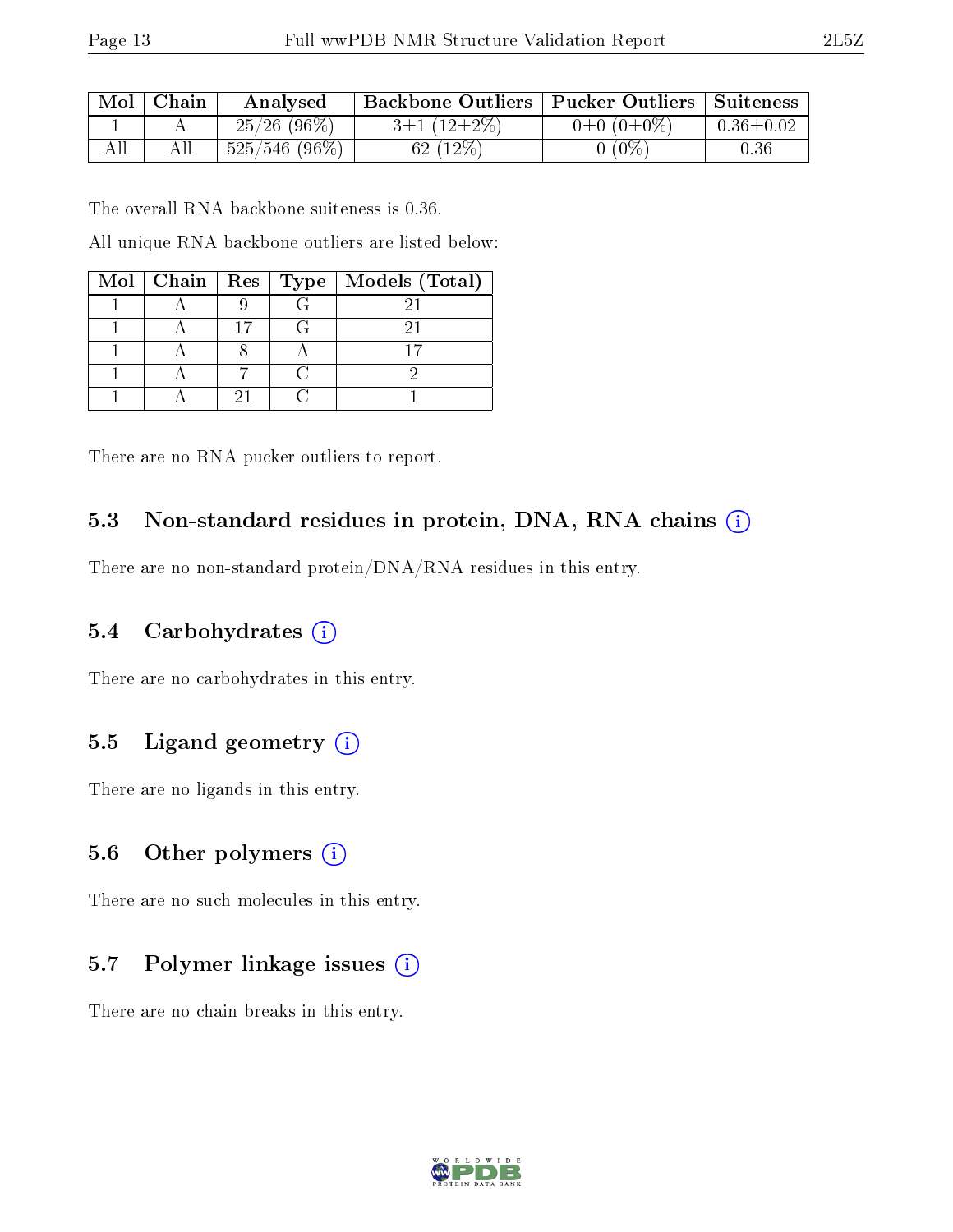| Mol | Chain | Analysed | Backbone Outliers | Pucker Outliers | Suiteness |
|---|---|---|---|---|---|
| 1 | A | 25/26 (96%) | 3±1 (12±2%) | 0±0 (0±0%) | 0.36±0.02 |
| All | All | 525/546 (96%) | 62 (12%) | 0 (0%) | 0.36 |

The overall RNA backbone suiteness is 0.36.

All unique RNA backbone outliers are listed below:

| Mol | Chain | Res | Type | Models (Total) |
|---|---|---|---|---|
| 1 | A | 9 | G | 21 |
| 1 | A | 17 | G | 21 |
| 1 | A | 8 | A | 17 |
| 1 | A | 7 | C | 2 |
| 1 | A | 21 | C | 1 |

There are no RNA pucker outliers to report.

### 5.3 Non-standard residues in protein, DNA, RNA chains (i)

There are no non-standard protein/DNA/RNA residues in this entry.

### 5.4 Carbohydrates (i)

There are no carbohydrates in this entry.

### 5.5 Ligand geometry (i)

There are no ligands in this entry.

### 5.6 Other polymers (i)

There are no such molecules in this entry.

### 5.7 Polymer linkage issues (i)

There are no chain breaks in this entry.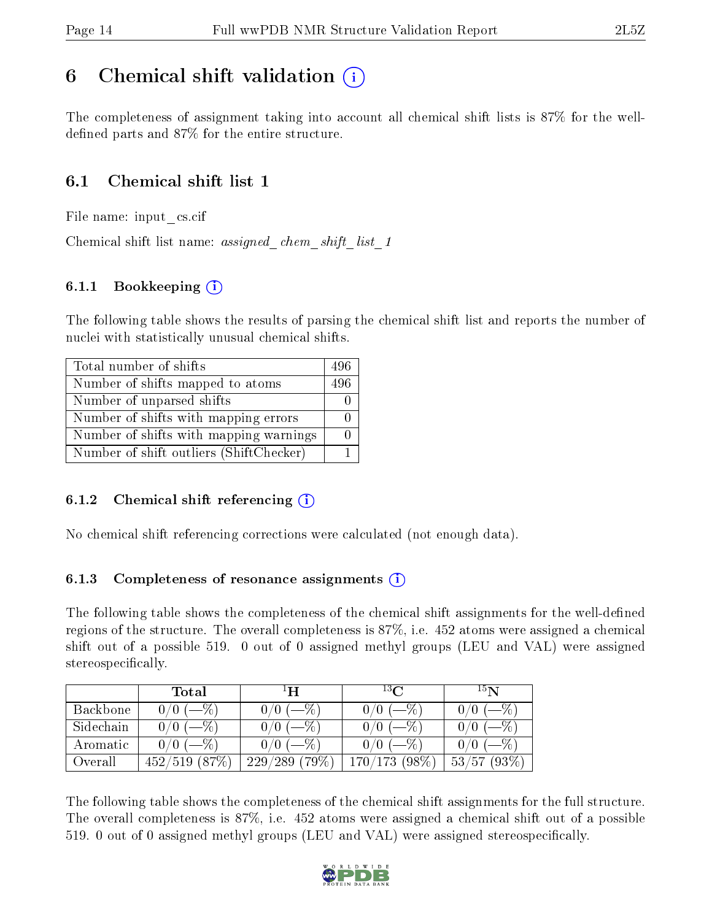# 6 Chemical shift validation (i)

The completeness of assignment taking into account all chemical shift lists is 87% for the well-defined parts and 87% for the entire structure.

## 6.1 Chemical shift list 1

File name: input_cs.cif

Chemical shift list name: *assigned_chem_shift_list_1*

### 6.1.1 Bookkeeping (i)

The following table shows the results of parsing the chemical shift list and reports the number of nuclei with statistically unusual chemical shifts.

| | |
|---|---|
| Total number of shifts | 496 |
| Number of shifts mapped to atoms | 496 |
| Number of unparsed shifts | 0 |
| Number of shifts with mapping errors | 0 |
| Number of shifts with mapping warnings | 0 |
| Number of shift outliers (ShiftChecker) | 1 |

### 6.1.2 Chemical shift referencing (i)

No chemical shift referencing corrections were calculated (not enough data).

### 6.1.3 Completeness of resonance assignments (i)

The following table shows the completeness of the chemical shift assignments for the well-defined regions of the structure. The overall completeness is 87%, i.e. 452 atoms were assigned a chemical shift out of a possible 519. 0 out of 0 assigned methyl groups (LEU and VAL) were assigned stereospecifically.

| | Total | $^{1}$H | $^{13}$C | $^{15}$N |
|---|---|---|---|---|
| Backbone | 0/0 (—%) | 0/0 (—%) | 0/0 (—%) | 0/0 (—%) |
| Sidechain | 0/0 (—%) | 0/0 (—%) | 0/0 (—%) | 0/0 (—%) |
| Aromatic | 0/0 (—%) | 0/0 (—%) | 0/0 (—%) | 0/0 (—%) |
| Overall | 452/519 (87%) | 229/289 (79%) | 170/173 (98%) | 53/57 (93%) |

The following table shows the completeness of the chemical shift assignments for the full structure. The overall completeness is 87%, i.e. 452 atoms were assigned a chemical shift out of a possible 519. 0 out of 0 assigned methyl groups (LEU and VAL) were assigned stereospecifically.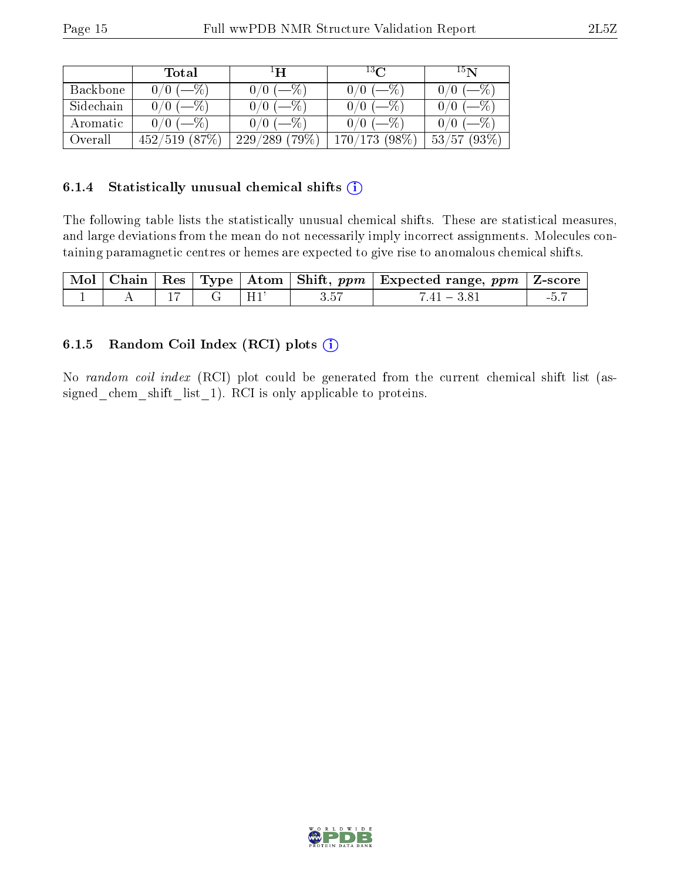| | Total | $^{1}$H | $^{13}$C | $^{15}$N |
|---|---|---|---|---|
| Backbone | 0/0 (—%) | 0/0 (—%) | 0/0 (—%) | 0/0 (—%) |
| Sidechain | 0/0 (—%) | 0/0 (—%) | 0/0 (—%) | 0/0 (—%) |
| Aromatic | 0/0 (—%) | 0/0 (—%) | 0/0 (—%) | 0/0 (—%) |
| Overall | 452/519 (87%) | 229/289 (79%) | 170/173 (98%) | 53/57 (93%) |

### 6.1.4 Statistically unusual chemical shifts

The following table lists the statistically unusual chemical shifts. These are statistical measures, and large deviations from the mean do not necessarily imply incorrect assignments. Molecules containing paramagnetic centres or hemes are expected to give rise to anomalous chemical shifts.

| Mol | Chain | Res | Type | Atom | Shift, *ppm* | Expected range, *ppm* | Z-score |
|---|---|---|---|---|---|---|---|
| 1 | A | 17 | G | H1' | 3.57 | 7.41 – 3.81 | -5.7 |

### 6.1.5 Random Coil Index (RCI) plots

No *random coil index* (RCI) plot could be generated from the current chemical shift list (assigned_chem_shift_list_1). RCI is only applicable to proteins.